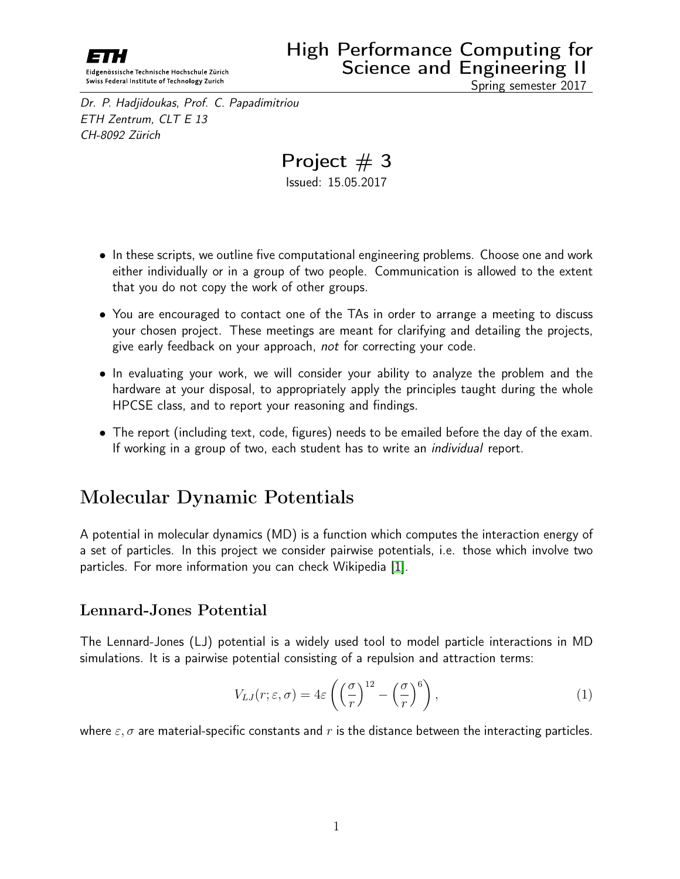ETH

Eidgenössische Technische Hochschule Zürich
Swiss Federal Institute of Technology Zurich

# High Performance Computing for Science and Engineering II

Spring semester 2017

*Dr. P. Hadjidoukas, Prof. C. Papadimitriou*
*ETH Zentrum, CLT E 13*
*CH-8092 Zürich*

## Project # 3

Issued: 15.05.2017

- In these scripts, we outline five computational engineering problems. Choose one and work either individually or in a group of two people. Communication is allowed to the extent that you do not copy the work of other groups.
- You are encouraged to contact one of the TAs in order to arrange a meeting to discuss your chosen project. These meetings are meant for clarifying and detailing the projects, give early feedback on your approach, *not* for correcting your code.
- In evaluating your work, we will consider your ability to analyze the problem and the hardware at your disposal, to appropriately apply the principles taught during the whole HPCSE class, and to report your reasoning and findings.
- The report (including text, code, figures) needs to be emailed before the day of the exam. If working in a group of two, each student has to write an *individual* report.

## Molecular Dynamic Potentials

A potential in molecular dynamics (MD) is a function which computes the interaction energy of a set of particles. In this project we consider pairwise potentials, i.e. those which involve two particles. For more information you can check Wikipedia [1].

### Lennard-Jones Potential

The Lennard-Jones (LJ) potential is a widely used tool to model particle interactions in MD simulations. It is a pairwise potential consisting of a repulsion and attraction terms:

$$V_{LJ}(r; \varepsilon, \sigma) = 4\varepsilon \left( \left(\frac{\sigma}{r}\right)^{12} - \left(\frac{\sigma}{r}\right)^{6} \right), \tag{1}$$

where $\varepsilon, \sigma$ are material-specific constants and $r$ is the distance between the interacting particles.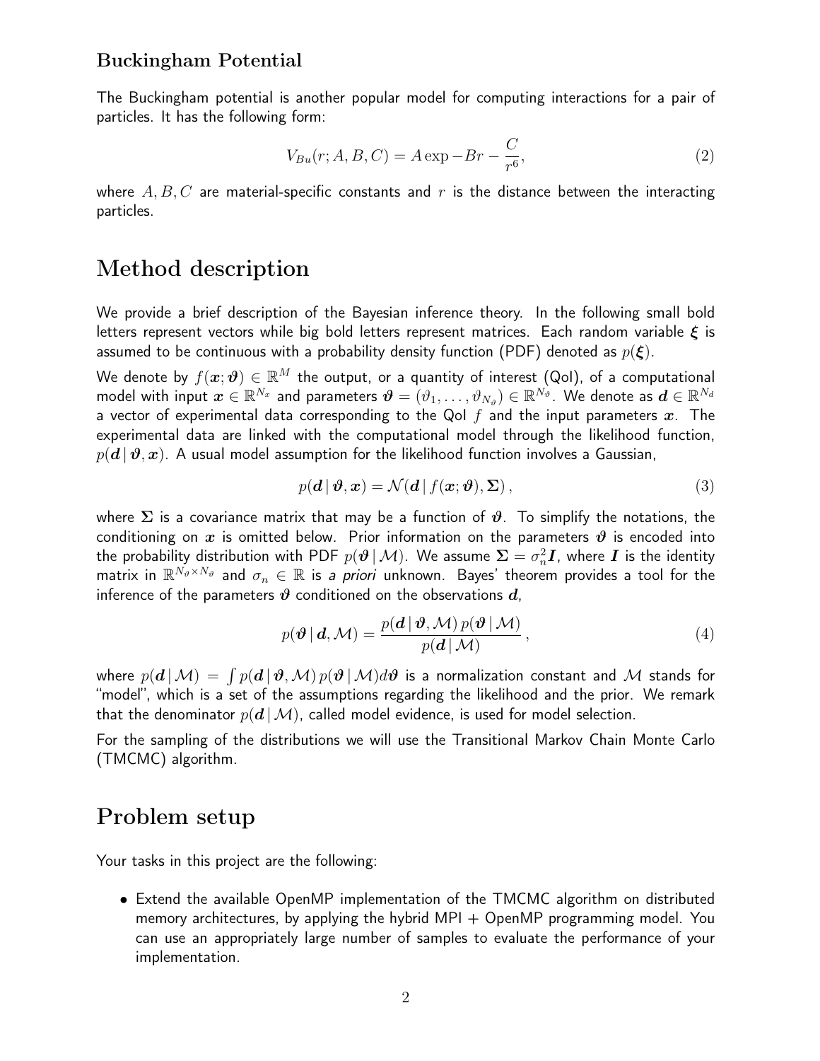### Buckingham Potential

The Buckingham potential is another popular model for computing interactions for a pair of particles. It has the following form:

$$V_{Bu}(r; A, B, C) = A \exp -Br - \frac{C}{r^6}, \tag{2}$$

where $A, B, C$ are material-specific constants and $r$ is the distance between the interacting particles.

## Method description

We provide a brief description of the Bayesian inference theory. In the following small bold letters represent vectors while big bold letters represent matrices. Each random variable $\boldsymbol{\xi}$ is assumed to be continuous with a probability density function (PDF) denoted as $p(\boldsymbol{\xi})$.

We denote by $f(\boldsymbol{x}; \boldsymbol{\vartheta}) \in \mathbb{R}^M$ the output, or a quantity of interest (QoI), of a computational model with input $\boldsymbol{x} \in \mathbb{R}^{N_x}$ and parameters $\boldsymbol{\vartheta} = (\vartheta_1, \ldots, \vartheta_{N_\vartheta}) \in \mathbb{R}^{N_\vartheta}$. We denote as $\boldsymbol{d} \in \mathbb{R}^{N_d}$ a vector of experimental data corresponding to the QoI $f$ and the input parameters $\boldsymbol{x}$. The experimental data are linked with the computational model through the likelihood function, $p(\boldsymbol{d} \,|\, \boldsymbol{\vartheta}, \boldsymbol{x})$. A usual model assumption for the likelihood function involves a Gaussian,

$$p(\boldsymbol{d} \,|\, \boldsymbol{\vartheta}, \boldsymbol{x}) = \mathcal{N}(\boldsymbol{d} \,|\, f(\boldsymbol{x}; \boldsymbol{\vartheta}), \boldsymbol{\Sigma}), \tag{3}$$

where $\boldsymbol{\Sigma}$ is a covariance matrix that may be a function of $\boldsymbol{\vartheta}$. To simplify the notations, the conditioning on $\boldsymbol{x}$ is omitted below. Prior information on the parameters $\boldsymbol{\vartheta}$ is encoded into the probability distribution with PDF $p(\boldsymbol{\vartheta} \,|\, \mathcal{M})$. We assume $\boldsymbol{\Sigma} = \sigma_n^2 \boldsymbol{I}$, where $\boldsymbol{I}$ is the identity matrix in $\mathbb{R}^{N_\vartheta \times N_\vartheta}$ and $\sigma_n \in \mathbb{R}$ is *a priori* unknown. Bayes' theorem provides a tool for the inference of the parameters $\boldsymbol{\vartheta}$ conditioned on the observations $\boldsymbol{d}$,

$$p(\boldsymbol{\vartheta} \,|\, \boldsymbol{d}, \mathcal{M}) = \frac{p(\boldsymbol{d} \,|\, \boldsymbol{\vartheta}, \mathcal{M}) \, p(\boldsymbol{\vartheta} \,|\, \mathcal{M})}{p(\boldsymbol{d} \,|\, \mathcal{M})}, \tag{4}$$

where $p(\boldsymbol{d} \,|\, \mathcal{M}) = \int p(\boldsymbol{d} \,|\, \boldsymbol{\vartheta}, \mathcal{M}) \, p(\boldsymbol{\vartheta} \,|\, \mathcal{M}) d\boldsymbol{\vartheta}$ is a normalization constant and $\mathcal{M}$ stands for "model", which is a set of the assumptions regarding the likelihood and the prior. We remark that the denominator $p(\boldsymbol{d} \,|\, \mathcal{M})$, called model evidence, is used for model selection.

For the sampling of the distributions we will use the Transitional Markov Chain Monte Carlo (TMCMC) algorithm.

## Problem setup

Your tasks in this project are the following:

- Extend the available OpenMP implementation of the TMCMC algorithm on distributed memory architectures, by applying the hybrid MPI + OpenMP programming model. You can use an appropriately large number of samples to evaluate the performance of your implementation.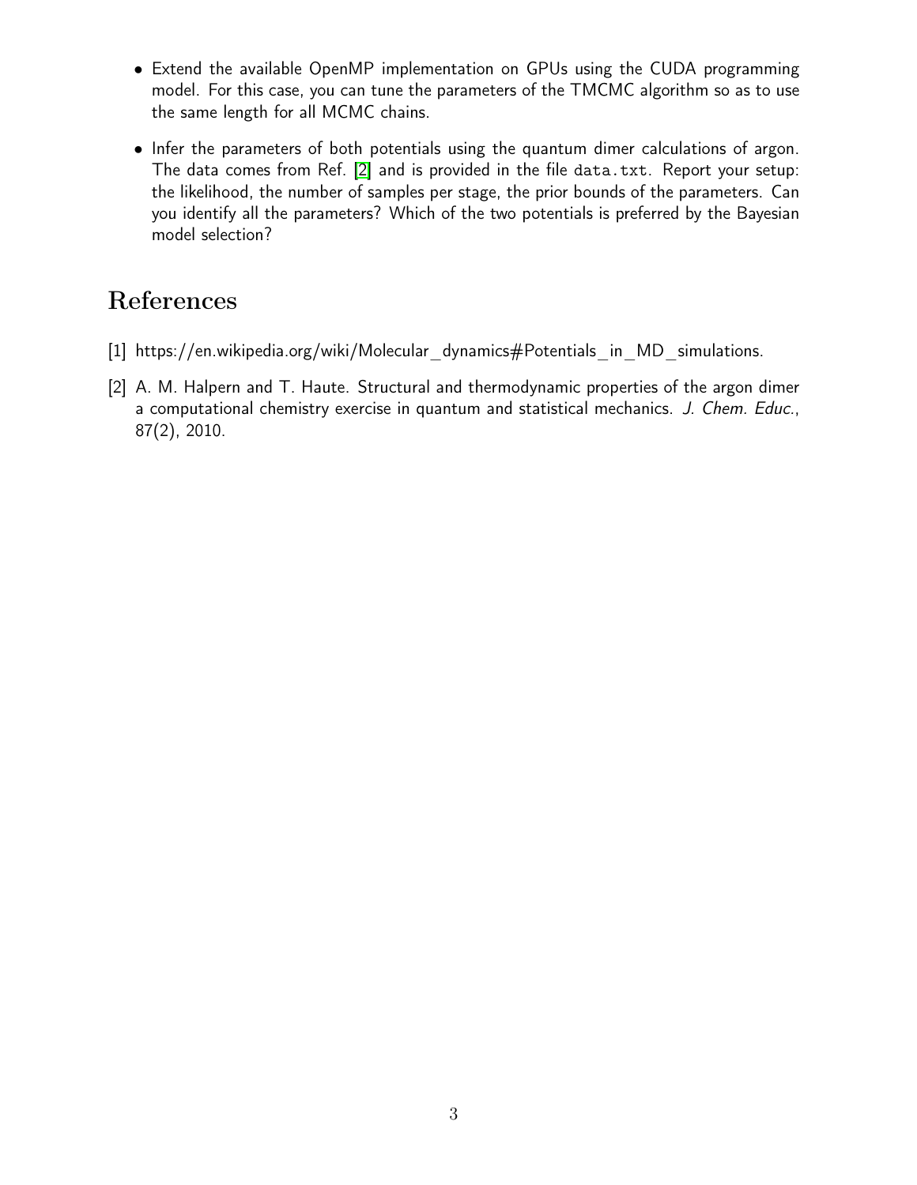- Extend the available OpenMP implementation on GPUs using the CUDA programming model. For this case, you can tune the parameters of the TMCMC algorithm so as to use the same length for all MCMC chains.
- Infer the parameters of both potentials using the quantum dimer calculations of argon. The data comes from Ref. [2] and is provided in the file `data.txt`. Report your setup: the likelihood, the number of samples per stage, the prior bounds of the parameters. Can you identify all the parameters? Which of the two potentials is preferred by the Bayesian model selection?

# References

[1] https://en.wikipedia.org/wiki/Molecular_dynamics#Potentials_in_MD_simulations.

[2] A. M. Halpern and T. Haute. Structural and thermodynamic properties of the argon dimer a computational chemistry exercise in quantum and statistical mechanics. *J. Chem. Educ.*, 87(2), 2010.